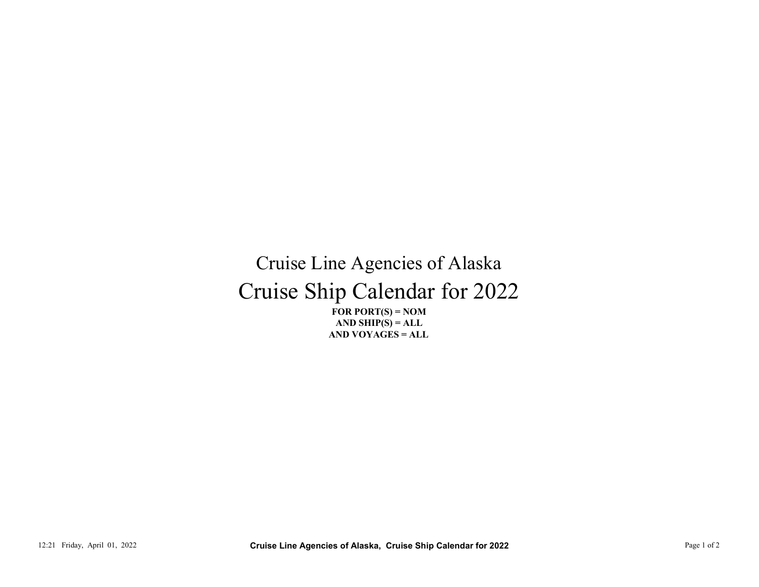# Cruise Line Agencies of Alaska

# Cruise Ship Calendar for 2022

**FOR PORT(S) = NOM**
**AND SHIP(S) = ALL**
**AND VOYAGES = ALL**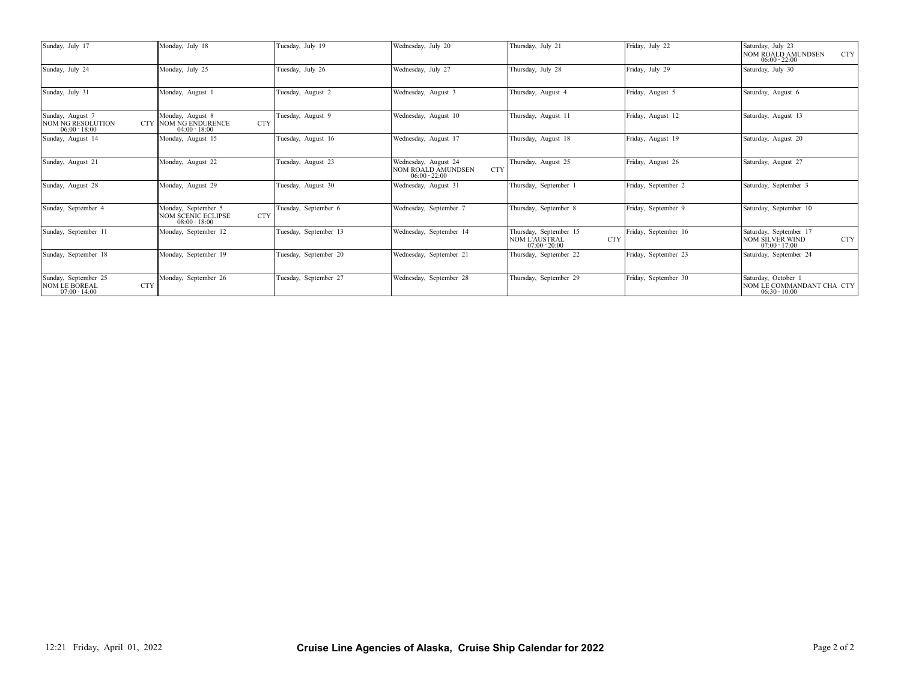| | | | | | | |
|---|---|---|---|---|---|---|
| Sunday, July 17 | Monday, July 18 | Tuesday, July 19 | Wednesday, July 20 | Thursday, July 21 | Friday, July 22 | Saturday, July 23<br>NOM ROALD AMUNDSEN CTY<br>06:00 - 22:00 |
| Sunday, July 24 | Monday, July 25 | Tuesday, July 26 | Wednesday, July 27 | Thursday, July 28 | Friday, July 29 | Saturday, July 30 |
| Sunday, July 31 | Monday, August 1 | Tuesday, August 2 | Wednesday, August 3 | Thursday, August 4 | Friday, August 5 | Saturday, August 6 |
| Sunday, August 7<br>NOM NG RESOLUTION CTY<br>06:00 - 18:00 | Monday, August 8<br>NOM NG ENDURENCE CTY<br>04:00 - 18:00 | Tuesday, August 9 | Wednesday, August 10 | Thursday, August 11 | Friday, August 12 | Saturday, August 13 |
| Sunday, August 14 | Monday, August 15 | Tuesday, August 16 | Wednesday, August 17 | Thursday, August 18 | Friday, August 19 | Saturday, August 20 |
| Sunday, August 21 | Monday, August 22 | Tuesday, August 23 | Wednesday, August 24<br>NOM ROALD AMUNDSEN CTY<br>06:00 - 22:00 | Thursday, August 25 | Friday, August 26 | Saturday, August 27 |
| Sunday, August 28 | Monday, August 29 | Tuesday, August 30 | Wednesday, August 31 | Thursday, September 1 | Friday, September 2 | Saturday, September 3 |
| Sunday, September 4 | Monday, September 5<br>NOM SCENIC ECLIPSE CTY<br>08:00 - 18:00 | Tuesday, September 6 | Wednesday, September 7 | Thursday, September 8 | Friday, September 9 | Saturday, September 10 |
| Sunday, September 11 | Monday, September 12 | Tuesday, September 13 | Wednesday, September 14 | Thursday, September 15<br>NOM L'AUSTRAL CTY<br>07:00 - 20:00 | Friday, September 16 | Saturday, September 17<br>NOM SILVER WIND CTY<br>07:00 - 17:00 |
| Sunday, September 18 | Monday, September 19 | Tuesday, September 20 | Wednesday, September 21 | Thursday, September 22 | Friday, September 23 | Saturday, September 24 |
| Sunday, September 25<br>NOM LE BOREAL CTY<br>07:00 - 14:00 | Monday, September 26 | Tuesday, September 27 | Wednesday, September 28 | Thursday, September 29 | Friday, September 30 | Saturday, October 1<br>NOM LE COMMANDANT CHA CTY<br>06:30 - 10:00 |

12:21 Friday, April 01, 2022

**Cruise Line Agencies of Alaska, Cruise Ship Calendar for 2022**